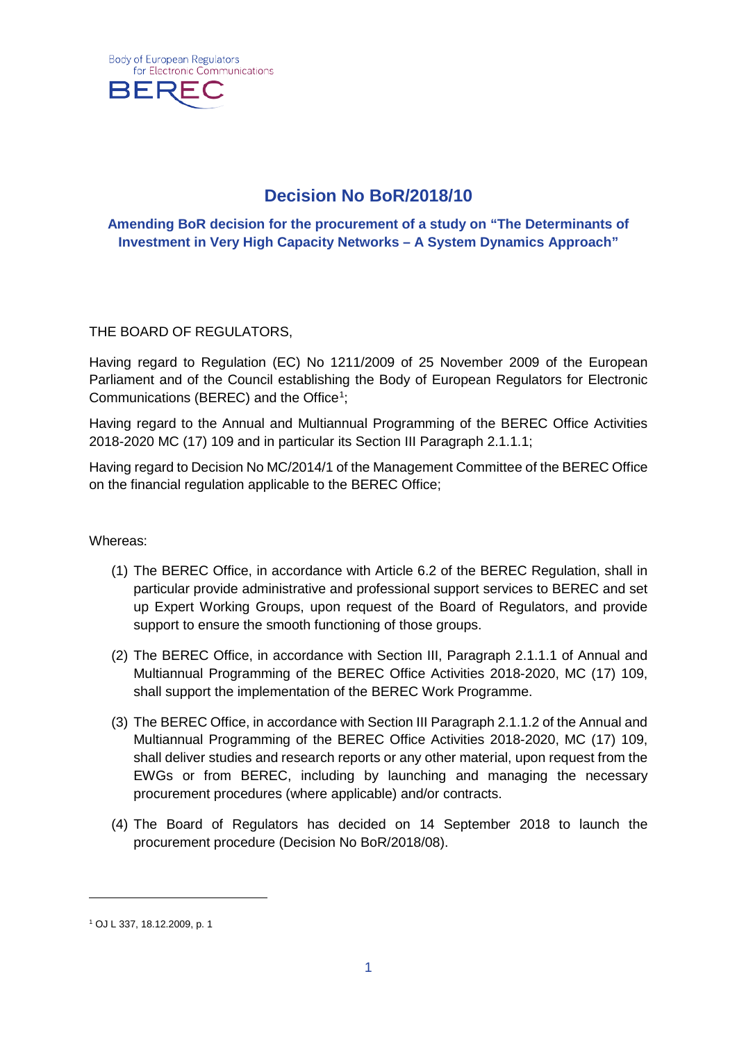# Decision No BoR/2018/10

## Amending BoR decision for the procurement of a study on "The Determinants of Investment in Very High Capacity Networks – A System Dynamics Approach"

THE BOARD OF REGULATORS,

Having regard to Regulation (EC) No 1211/2009 of 25 November 2009 of the European Parliament and of the Council establishing the Body of European Regulators for Electronic Communications (BEREC) and the Office[1];

Having regard to the Annual and Multiannual Programming of the BEREC Office Activities 2018-2020 MC (17) 109 and in particular its Section III Paragraph 2.1.1.1;

Having regard to Decision No MC/2014/1 of the Management Committee of the BEREC Office on the financial regulation applicable to the BEREC Office;

Whereas:

(1) The BEREC Office, in accordance with Article 6.2 of the BEREC Regulation, shall in particular provide administrative and professional support services to BEREC and set up Expert Working Groups, upon request of the Board of Regulators, and provide support to ensure the smooth functioning of those groups.

(2) The BEREC Office, in accordance with Section III, Paragraph 2.1.1.1 of Annual and Multiannual Programming of the BEREC Office Activities 2018-2020, MC (17) 109, shall support the implementation of the BEREC Work Programme.

(3) The BEREC Office, in accordance with Section III Paragraph 2.1.1.2 of the Annual and Multiannual Programming of the BEREC Office Activities 2018-2020, MC (17) 109, shall deliver studies and research reports or any other material, upon request from the EWGs or from BEREC, including by launching and managing the necessary procurement procedures (where applicable) and/or contracts.

(4) The Board of Regulators has decided on 14 September 2018 to launch the procurement procedure (Decision No BoR/2018/08).

[1] OJ L 337, 18.12.2009, p. 1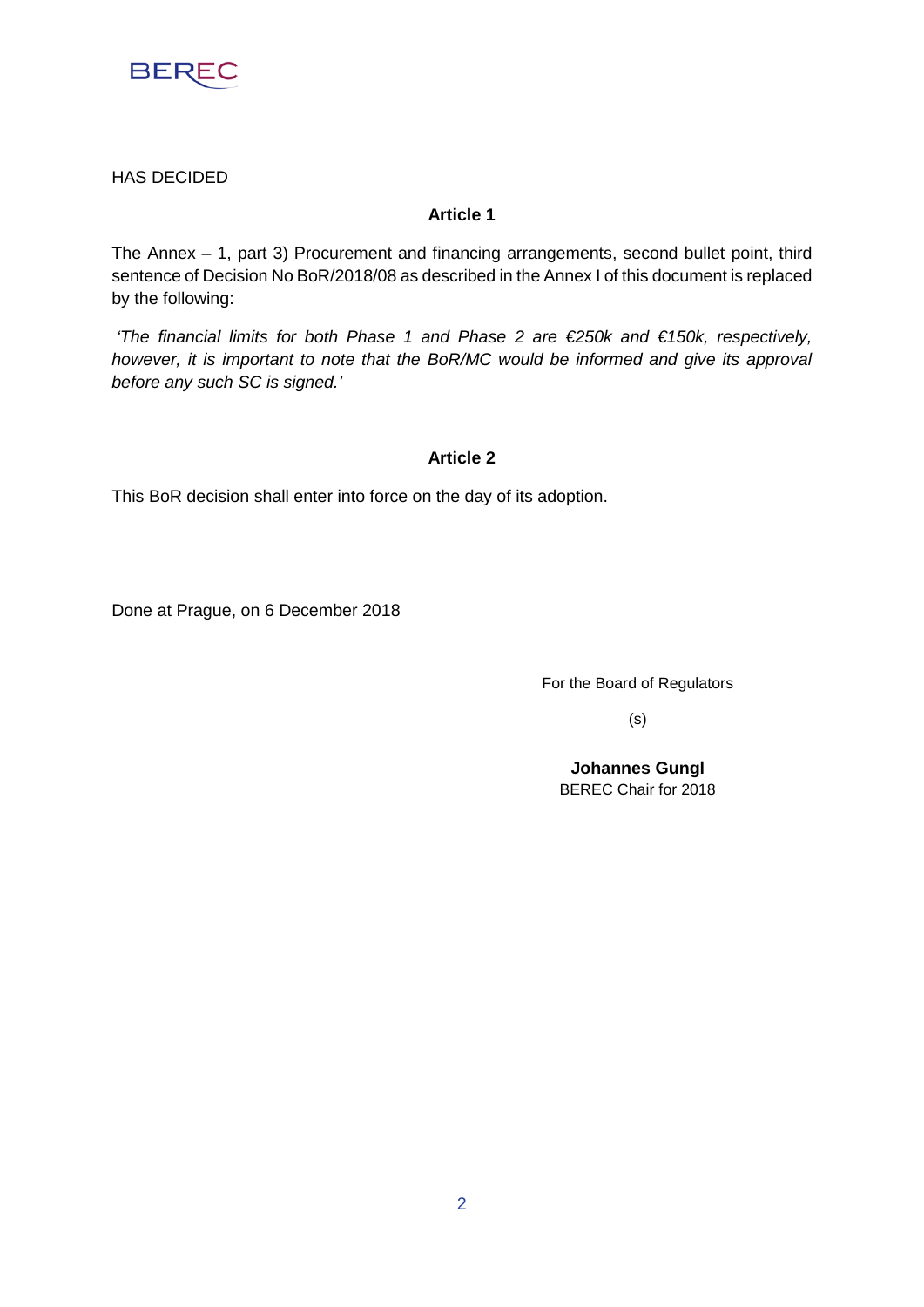HAS DECIDED

**Article 1**

The Annex – 1, part 3) Procurement and financing arrangements, second bullet point, third sentence of Decision No BoR/2018/08 as described in the Annex I of this document is replaced by the following:

*'The financial limits for both Phase 1 and Phase 2 are €250k and €150k, respectively, however, it is important to note that the BoR/MC would be informed and give its approval before any such SC is signed.'*

**Article 2**

This BoR decision shall enter into force on the day of its adoption.

Done at Prague, on 6 December 2018

For the Board of Regulators

(s)

**Johannes Gungl**
BEREC Chair for 2018